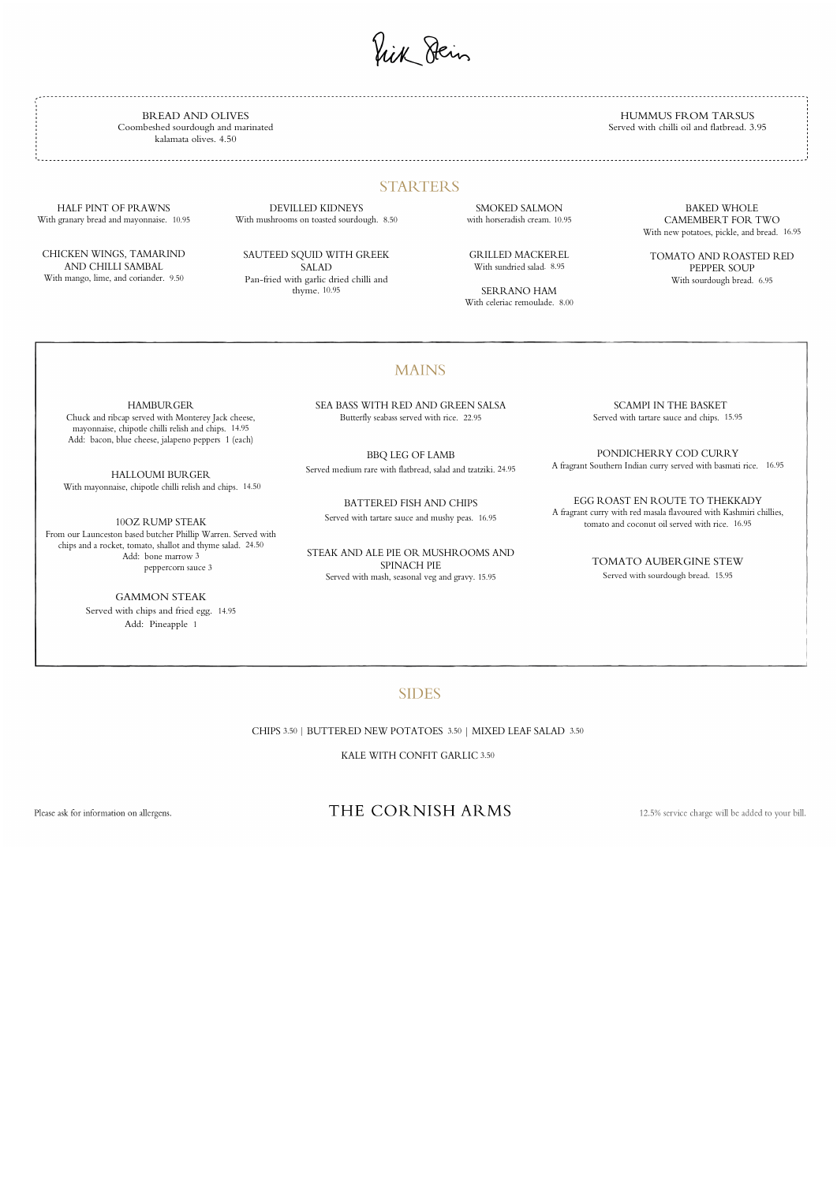Rick Stein

**BREAD AND OLIVES**
Coombeshed sourdough and marinated kalamata olives. 4.50

**HUMMUS FROM TARSUS**
Served with chilli oil and flatbread. 3.95

## STARTERS

**HALF PINT OF PRAWNS**
With granary bread and mayonnaise. 10.95

**CHICKEN WINGS, TAMARIND AND CHILLI SAMBAL**
With mango, lime, and coriander. 9.50

**DEVILLED KIDNEYS**
With mushrooms on toasted sourdough. 8.50

**SAUTEED SQUID WITH GREEK SALAD**
Pan-fried with garlic dried chilli and thyme. 10.95

**SMOKED SALMON**
with horseradish cream. 10.95

**GRILLED MACKEREL**
With sundried salad. 8.95

**SERRANO HAM**
With celeriac remoulade. 8.00

**BAKED WHOLE CAMEMBERT FOR TWO**
With new potatoes, pickle, and bread. 16.95

**TOMATO AND ROASTED RED PEPPER SOUP**
With sourdough bread. 6.95

## MAINS

**HAMBURGER**
Chuck and ribcap served with Monterey Jack cheese, mayonnaise, chipotle chilli relish and chips. 14.95
Add: bacon, blue cheese, jalapeno peppers 1 (each)

**HALLOUMI BURGER**
With mayonnaise, chipotle chilli relish and chips. 14.50

**10OZ RUMP STEAK**
From our Launceston based butcher Phillip Warren. Served with chips and a rocket, tomato, shallot and thyme salad. 24.50
Add: bone marrow 3
peppercorn sauce 3

**GAMMON STEAK**
Served with chips and fried egg. 14.95
Add: Pineapple 1

**SEA BASS WITH RED AND GREEN SALSA**
Butterfly seabass served with rice. 22.95

**BBQ LEG OF LAMB**
Served medium rare with flatbread, salad and tzatziki. 24.95

**BATTERED FISH AND CHIPS**
Served with tartare sauce and mushy peas. 16.95

**STEAK AND ALE PIE OR MUSHROOMS AND SPINACH PIE**
Served with mash, seasonal veg and gravy. 15.95

**SCAMPI IN THE BASKET**
Served with tartare sauce and chips. 15.95

**PONDICHERRY COD CURRY**
A fragrant Southern Indian curry served with basmati rice. 16.95

**EGG ROAST EN ROUTE TO THEKKADY**
A fragrant curry with red masala flavoured with Kashmiri chillies, tomato and coconut oil served with rice. 16.95

**TOMATO AUBERGINE STEW**
Served with sourdough bread. 15.95

## SIDES

CHIPS 3.50 | BUTTERED NEW POTATOES 3.50 | MIXED LEAF SALAD 3.50

KALE WITH CONFIT GARLIC 3.50

Please ask for information on allergens.

THE CORNISH ARMS

12.5% service charge will be added to your bill.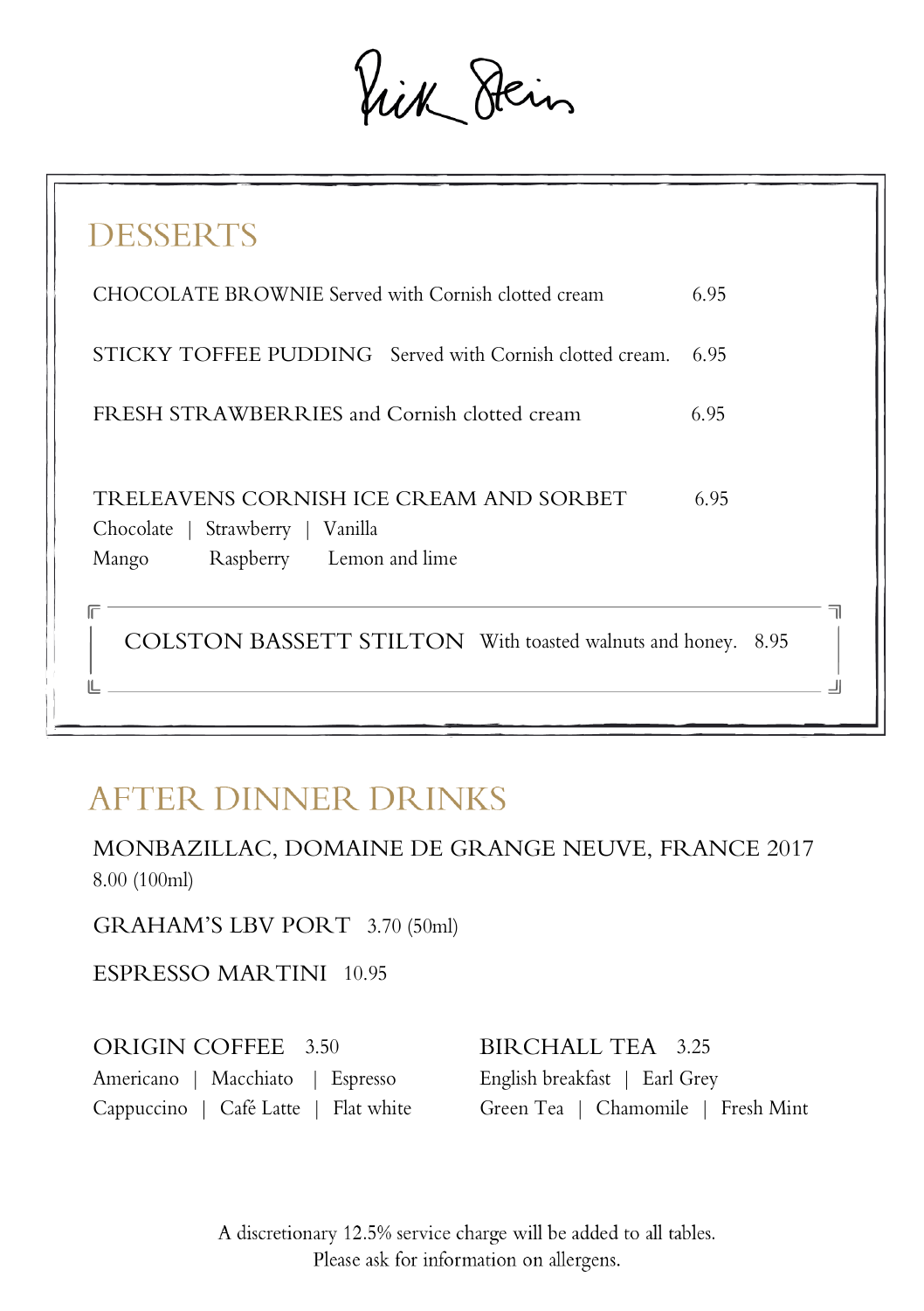Rick Stein

# DESSERTS

CHOCOLATE BROWNIE Served with Cornish clotted cream 6.95

STICKY TOFFEE PUDDING Served with Cornish clotted cream. 6.95

FRESH STRAWBERRIES and Cornish clotted cream 6.95

TRELEAVENS CORNISH ICE CREAM AND SORBET 6.95
Chocolate | Strawberry | Vanilla
Mango Raspberry Lemon and lime

COLSTON BASSETT STILTON With toasted walnuts and honey. 8.95

# AFTER DINNER DRINKS

MONBAZILLAC, DOMAINE DE GRANGE NEUVE, FRANCE 2017
8.00 (100ml)

GRAHAM'S LBV PORT 3.70 (50ml)

ESPRESSO MARTINI 10.95

ORIGIN COFFEE 3.50
Americano | Macchiato | Espresso
Cappuccino | Café Latte | Flat white

BIRCHALL TEA 3.25
English breakfast | Earl Grey
Green Tea | Chamomile | Fresh Mint

A discretionary 12.5% service charge will be added to all tables.
Please ask for information on allergens.